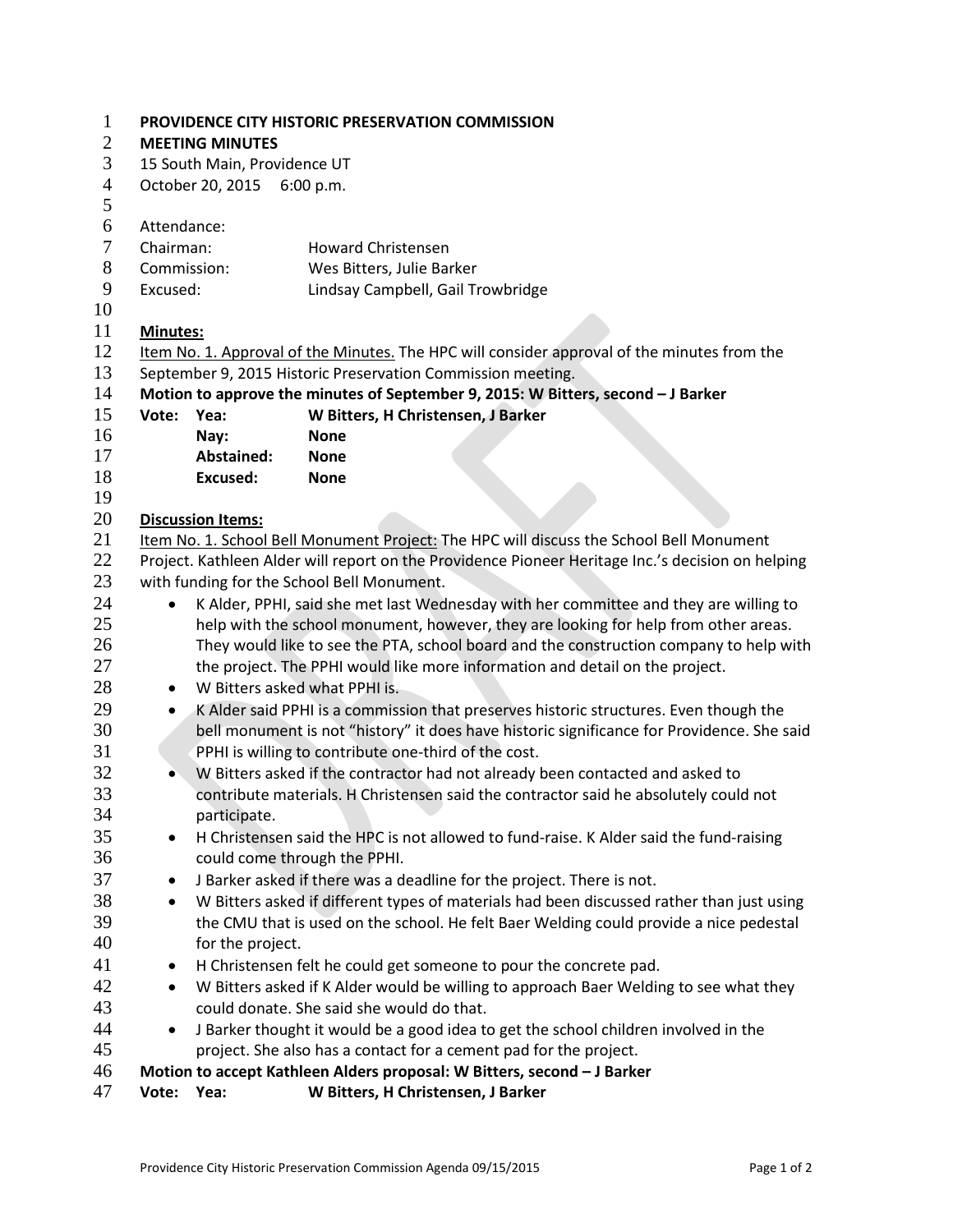**PROVIDENCE CITY HISTORIC PRESERVATION COMMISSION**
**MEETING MINUTES**
15 South Main, Providence UT
October 20, 2015 6:00 p.m.

Attendance:

| | |
|---|---|
| Chairman: | Howard Christensen |
| Commission: | Wes Bitters, Julie Barker |
| Excused: | Lindsay Campbell, Gail Trowbridge |

**Minutes:**

Item No. 1. Approval of the Minutes. The HPC will consider approval of the minutes from the September 9, 2015 Historic Preservation Commission meeting.

**Motion to approve the minutes of September 9, 2015: W Bitters, second – J Barker**

| | | |
|---|---|---|
| **Vote:** | **Yea:** | **W Bitters, H Christensen, J Barker** |
| | **Nay:** | **None** |
| | **Abstained:** | **None** |
| | **Excused:** | **None** |

**Discussion Items:**

Item No. 1. School Bell Monument Project: The HPC will discuss the School Bell Monument Project. Kathleen Alder will report on the Providence Pioneer Heritage Inc.'s decision on helping with funding for the School Bell Monument.

- K Alder, PPHI, said she met last Wednesday with her committee and they are willing to help with the school monument, however, they are looking for help from other areas. They would like to see the PTA, school board and the construction company to help with the project. The PPHI would like more information and detail on the project.
- W Bitters asked what PPHI is.
- K Alder said PPHI is a commission that preserves historic structures. Even though the bell monument is not "history" it does have historic significance for Providence. She said PPHI is willing to contribute one-third of the cost.
- W Bitters asked if the contractor had not already been contacted and asked to contribute materials. H Christensen said the contractor said he absolutely could not participate.
- H Christensen said the HPC is not allowed to fund-raise. K Alder said the fund-raising could come through the PPHI.
- J Barker asked if there was a deadline for the project. There is not.
- W Bitters asked if different types of materials had been discussed rather than just using the CMU that is used on the school. He felt Baer Welding could provide a nice pedestal for the project.
- H Christensen felt he could get someone to pour the concrete pad.
- W Bitters asked if K Alder would be willing to approach Baer Welding to see what they could donate. She said she would do that.
- J Barker thought it would be a good idea to get the school children involved in the project. She also has a contact for a cement pad for the project.

**Motion to accept Kathleen Alders proposal: W Bitters, second – J Barker**

| | | |
|---|---|---|
| **Vote:** | **Yea:** | **W Bitters, H Christensen, J Barker** |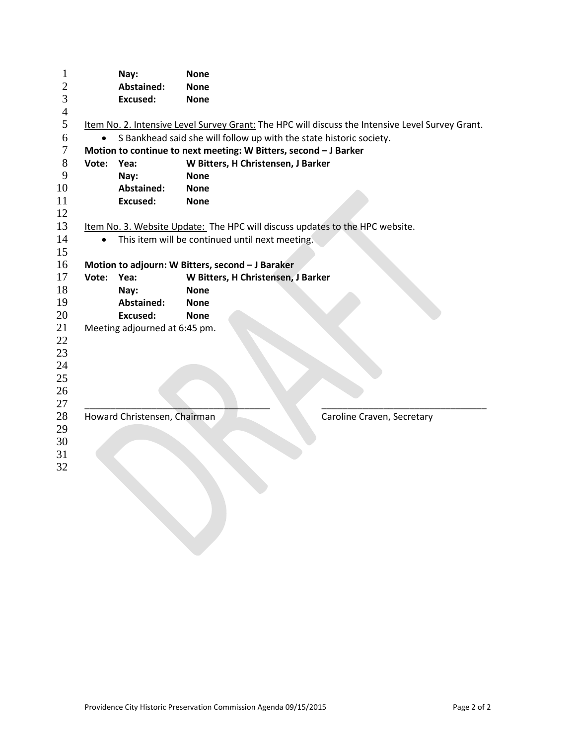| | | |
|---|---|---|
| | **Nay:** | **None** |
| | **Abstained:** | **None** |
| | **Excused:** | **None** |

Item No. 2. Intensive Level Survey Grant: The HPC will discuss the Intensive Level Survey Grant.

- S Bankhead said she will follow up with the state historic society.

**Motion to continue to next meeting: W Bitters, second – J Barker**

| | | |
|---|---|---|
| **Vote:** | **Yea:** | **W Bitters, H Christensen, J Barker** |
| | **Nay:** | **None** |
| | **Abstained:** | **None** |
| | **Excused:** | **None** |

Item No. 3. Website Update: The HPC will discuss updates to the HPC website.

- This item will be continued until next meeting.

**Motion to adjourn: W Bitters, second – J Baraker**

| | | |
|---|---|---|
| **Vote:** | **Yea:** | **W Bitters, H Christensen, J Barker** |
| | **Nay:** | **None** |
| | **Abstained:** | **None** |
| | **Excused:** | **None** |

Meeting adjourned at 6:45 pm.

\_\_\_\_\_\_\_\_\_\_\_\_\_\_\_\_\_\_\_\_\_\_\_\_\_\_\_\_\_\_\_\_\_\_ \_\_\_\_\_\_\_\_\_\_\_\_\_\_\_\_\_\_\_\_\_\_\_\_\_\_\_\_\_\_\_\_\_\_

Howard Christensen, Chairman Caroline Craven, Secretary

DRAFT